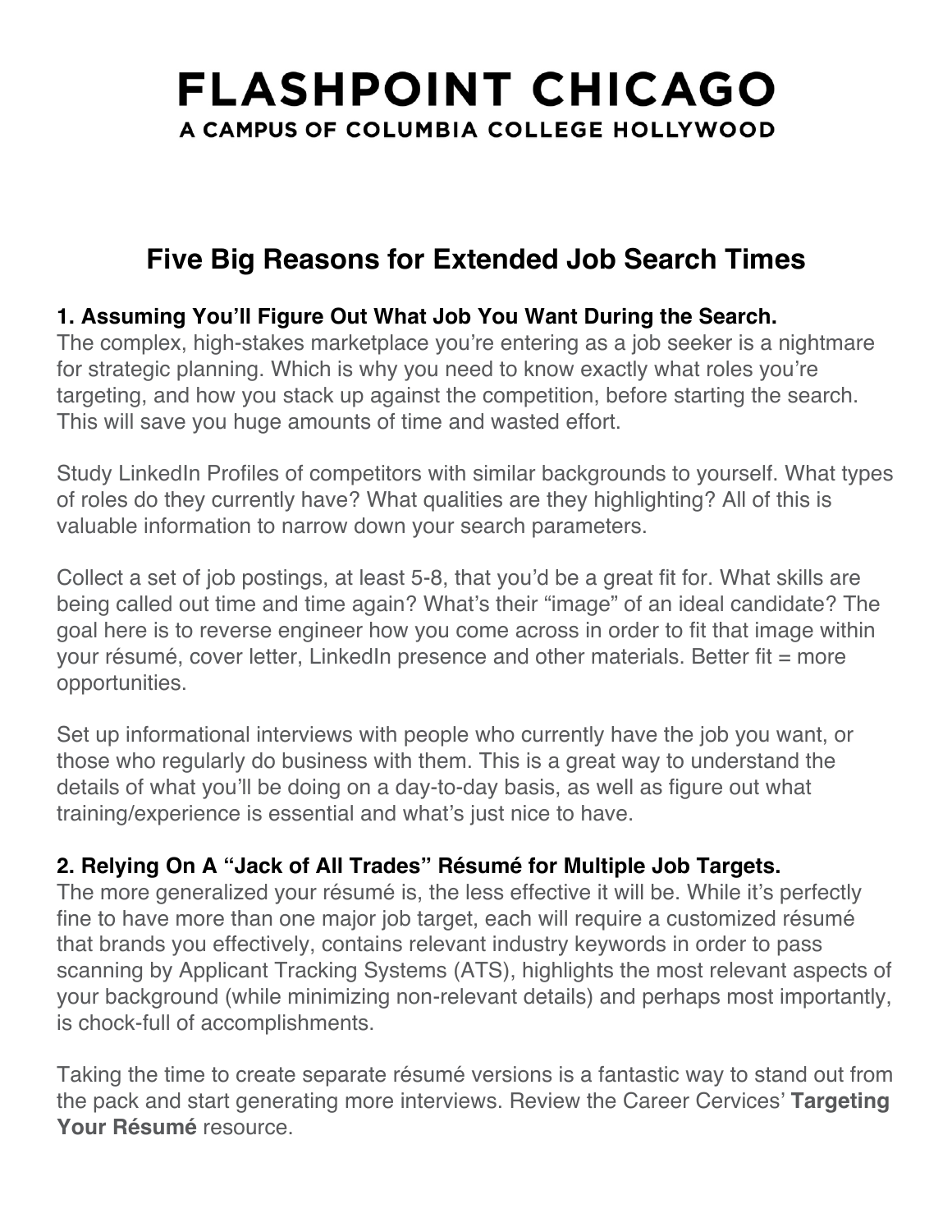# FLASHPOINT CHICAGO

**A CAMPUS OF COLUMBIA COLLEGE HOLLYWOOD**

## Five Big Reasons for Extended Job Search Times

### 1. Assuming You'll Figure Out What Job You Want During the Search.

The complex, high-stakes marketplace you're entering as a job seeker is a nightmare for strategic planning. Which is why you need to know exactly what roles you're targeting, and how you stack up against the competition, before starting the search. This will save you huge amounts of time and wasted effort.

Study LinkedIn Profiles of competitors with similar backgrounds to yourself. What types of roles do they currently have? What qualities are they highlighting? All of this is valuable information to narrow down your search parameters.

Collect a set of job postings, at least 5-8, that you'd be a great fit for. What skills are being called out time and time again? What's their "image" of an ideal candidate? The goal here is to reverse engineer how you come across in order to fit that image within your résumé, cover letter, LinkedIn presence and other materials. Better fit = more opportunities.

Set up informational interviews with people who currently have the job you want, or those who regularly do business with them. This is a great way to understand the details of what you'll be doing on a day-to-day basis, as well as figure out what training/experience is essential and what's just nice to have.

### 2. Relying On A "Jack of All Trades" Résumé for Multiple Job Targets.

The more generalized your résumé is, the less effective it will be. While it's perfectly fine to have more than one major job target, each will require a customized résumé that brands you effectively, contains relevant industry keywords in order to pass scanning by Applicant Tracking Systems (ATS), highlights the most relevant aspects of your background (while minimizing non-relevant details) and perhaps most importantly, is chock-full of accomplishments.

Taking the time to create separate résumé versions is a fantastic way to stand out from the pack and start generating more interviews. Review the Career Cervices' **Targeting Your Résumé** resource.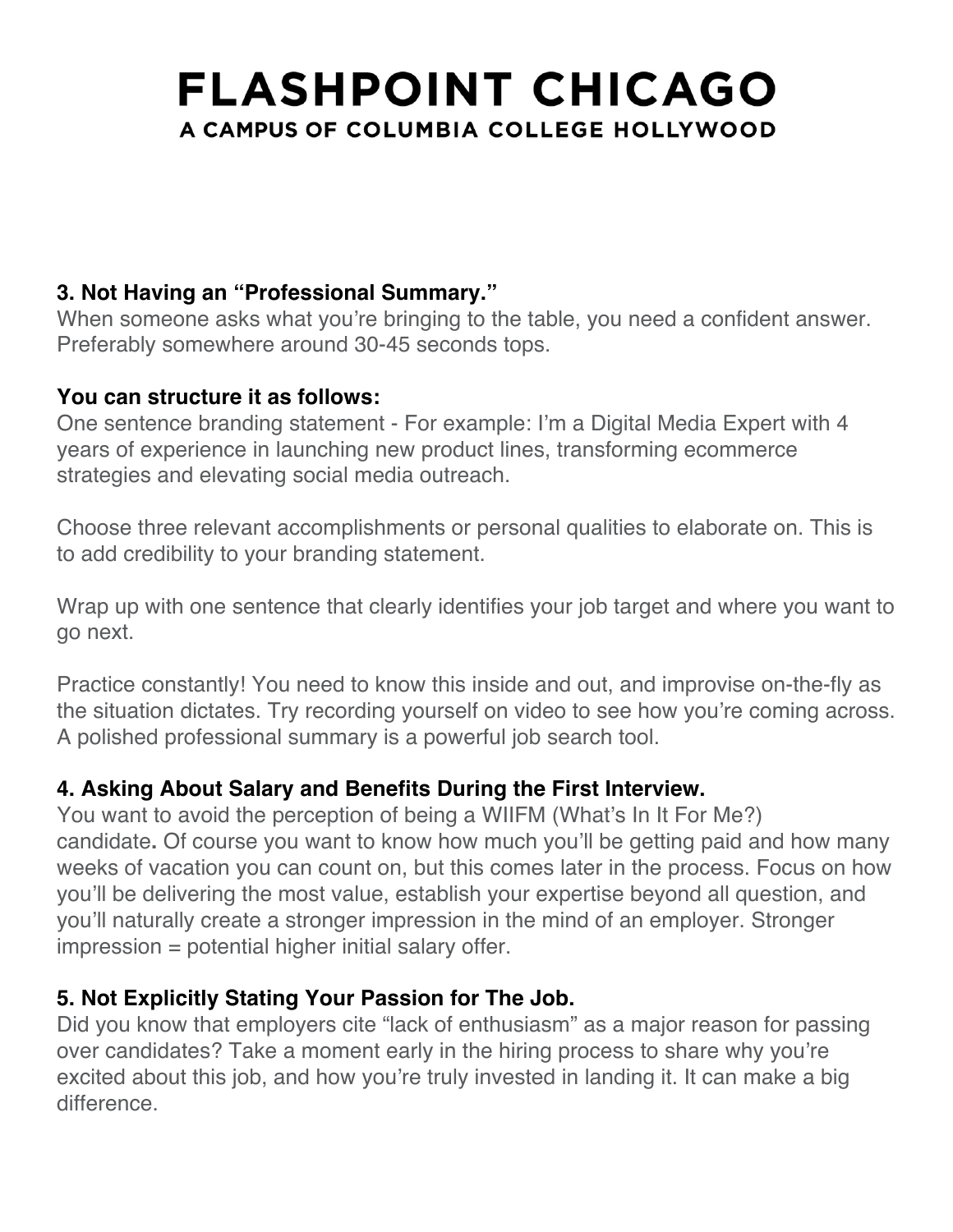### 3. Not Having an "Professional Summary."

When someone asks what you're bringing to the table, you need a confident answer. Preferably somewhere around 30-45 seconds tops.

**You can structure it as follows:**

One sentence branding statement - For example: I'm a Digital Media Expert with 4 years of experience in launching new product lines, transforming ecommerce strategies and elevating social media outreach.

Choose three relevant accomplishments or personal qualities to elaborate on. This is to add credibility to your branding statement.

Wrap up with one sentence that clearly identifies your job target and where you want to go next.

Practice constantly! You need to know this inside and out, and improvise on-the-fly as the situation dictates. Try recording yourself on video to see how you're coming across. A polished professional summary is a powerful job search tool.

### 4. Asking About Salary and Benefits During the First Interview.

You want to avoid the perception of being a WIIFM (What's In It For Me?) candidate**.** Of course you want to know how much you'll be getting paid and how many weeks of vacation you can count on, but this comes later in the process. Focus on how you'll be delivering the most value, establish your expertise beyond all question, and you'll naturally create a stronger impression in the mind of an employer. Stronger impression = potential higher initial salary offer.

### 5. Not Explicitly Stating Your Passion for The Job.

Did you know that employers cite "lack of enthusiasm" as a major reason for passing over candidates? Take a moment early in the hiring process to share why you're excited about this job, and how you're truly invested in landing it. It can make a big difference.